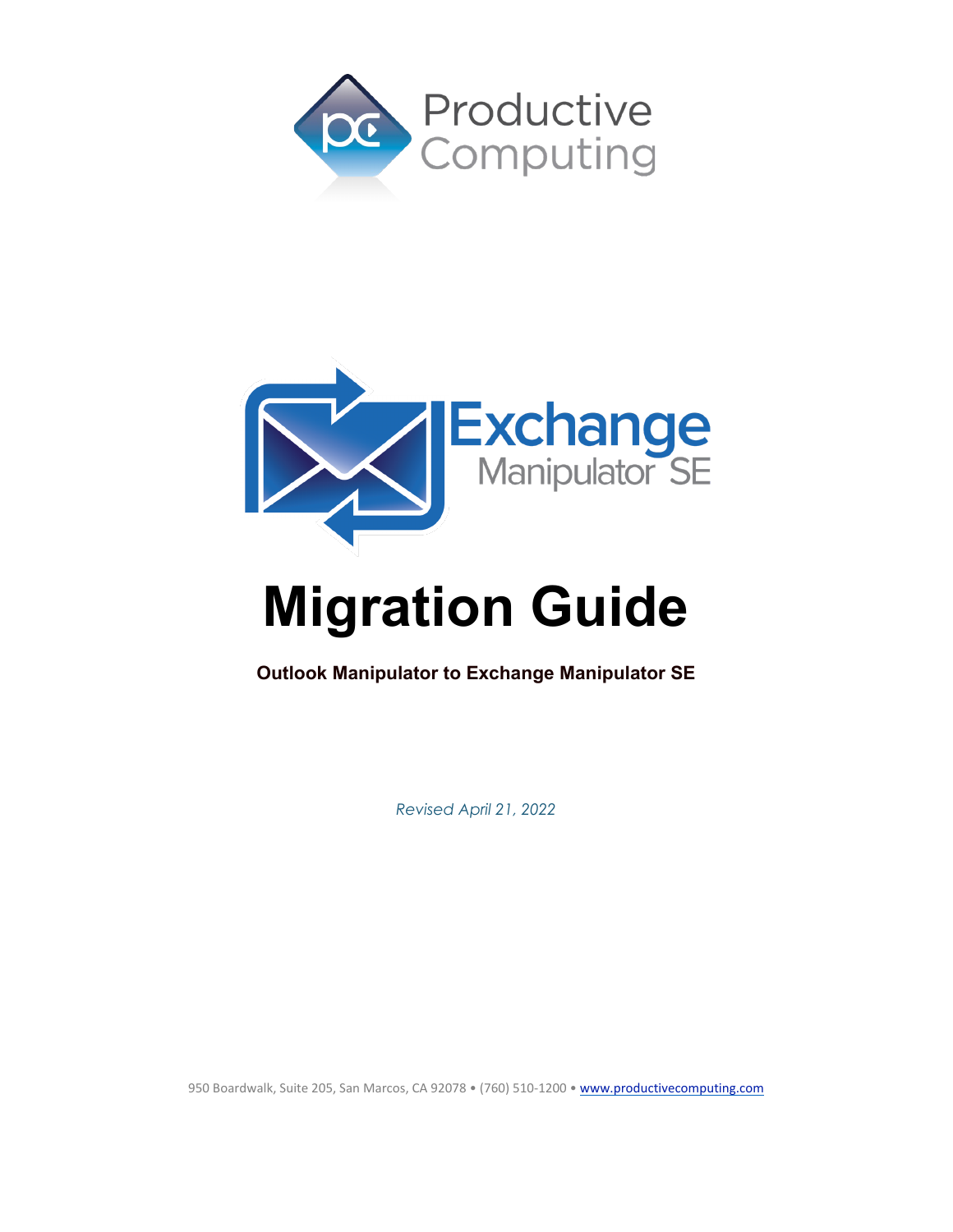Productive Computing

Exchange Manipulator SE

# Migration Guide

**Outlook Manipulator to Exchange Manipulator SE**

*Revised April 21, 2022*

950 Boardwalk, Suite 205, San Marcos, CA 92078 • (760) 510-1200 • www.productivecomputing.com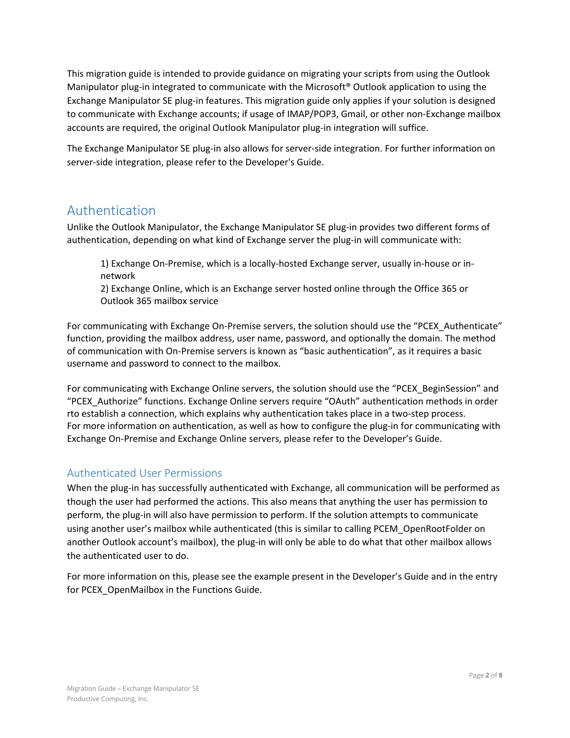This migration guide is intended to provide guidance on migrating your scripts from using the Outlook Manipulator plug-in integrated to communicate with the Microsoft® Outlook application to using the Exchange Manipulator SE plug-in features. This migration guide only applies if your solution is designed to communicate with Exchange accounts; if usage of IMAP/POP3, Gmail, or other non-Exchange mailbox accounts are required, the original Outlook Manipulator plug-in integration will suffice.

The Exchange Manipulator SE plug-in also allows for server-side integration. For further information on server-side integration, please refer to the Developer's Guide.

# Authentication

Unlike the Outlook Manipulator, the Exchange Manipulator SE plug-in provides two different forms of authentication, depending on what kind of Exchange server the plug-in will communicate with:

> 1) Exchange On-Premise, which is a locally-hosted Exchange server, usually in-house or in-network
> 2) Exchange Online, which is an Exchange server hosted online through the Office 365 or Outlook 365 mailbox service

For communicating with Exchange On-Premise servers, the solution should use the "PCEX_Authenticate" function, providing the mailbox address, user name, password, and optionally the domain. The method of communication with On-Premise servers is known as "basic authentication", as it requires a basic username and password to connect to the mailbox.

For communicating with Exchange Online servers, the solution should use the "PCEX_BeginSession" and "PCEX_Authorize" functions. Exchange Online servers require "OAuth" authentication methods in order rto establish a connection, which explains why authentication takes place in a two-step process. For more information on authentication, as well as how to configure the plug-in for communicating with Exchange On-Premise and Exchange Online servers, please refer to the Developer's Guide.

## Authenticated User Permissions

When the plug-in has successfully authenticated with Exchange, all communication will be performed as though the user had performed the actions. This also means that anything the user has permission to perform, the plug-in will also have permission to perform. If the solution attempts to communicate using another user's mailbox while authenticated (this is similar to calling PCEM_OpenRootFolder on another Outlook account's mailbox), the plug-in will only be able to do what that other mailbox allows the authenticated user to do.

For more information on this, please see the example present in the Developer's Guide and in the entry for PCEX_OpenMailbox in the Functions Guide.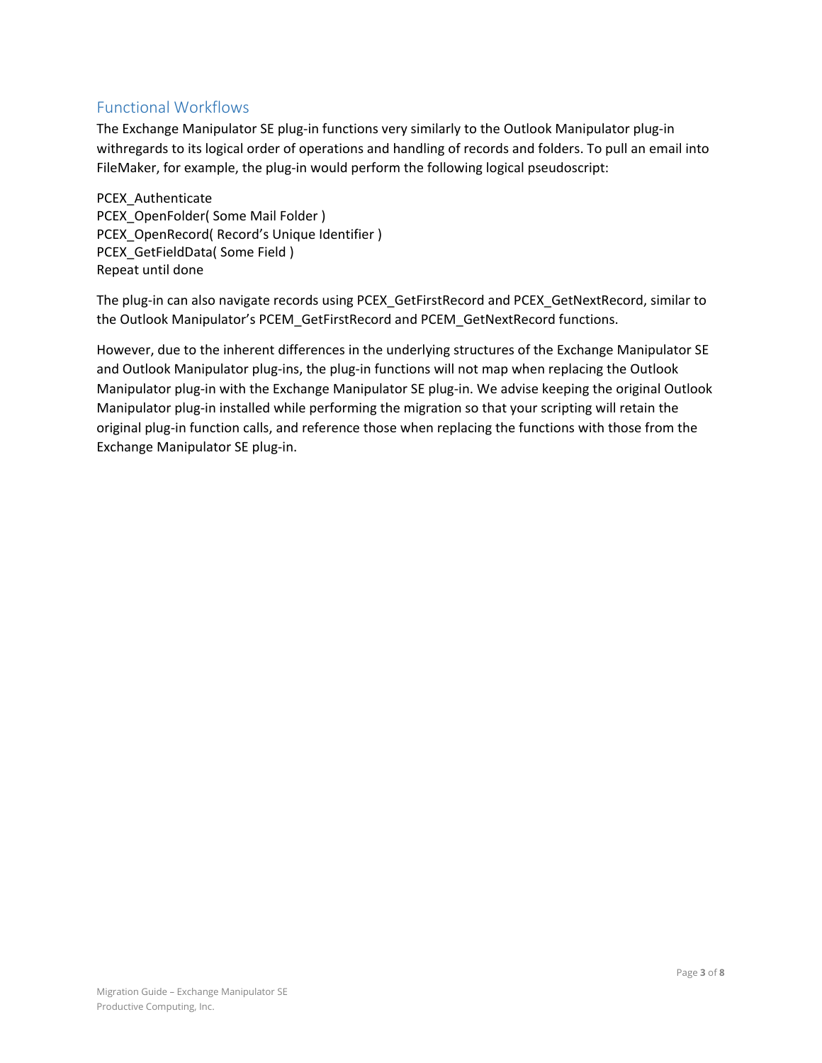## Functional Workflows

The Exchange Manipulator SE plug-in functions very similarly to the Outlook Manipulator plug-in withregards to its logical order of operations and handling of records and folders. To pull an email into FileMaker, for example, the plug-in would perform the following logical pseudoscript:

PCEX_Authenticate
PCEX_OpenFolder( Some Mail Folder )
PCEX_OpenRecord( Record's Unique Identifier )
PCEX_GetFieldData( Some Field )
Repeat until done

The plug-in can also navigate records using PCEX_GetFirstRecord and PCEX_GetNextRecord, similar to the Outlook Manipulator's PCEM_GetFirstRecord and PCEM_GetNextRecord functions.

However, due to the inherent differences in the underlying structures of the Exchange Manipulator SE and Outlook Manipulator plug-ins, the plug-in functions will not map when replacing the Outlook Manipulator plug-in with the Exchange Manipulator SE plug-in. We advise keeping the original Outlook Manipulator plug-in installed while performing the migration so that your scripting will retain the original plug-in function calls, and reference those when replacing the functions with those from the Exchange Manipulator SE plug-in.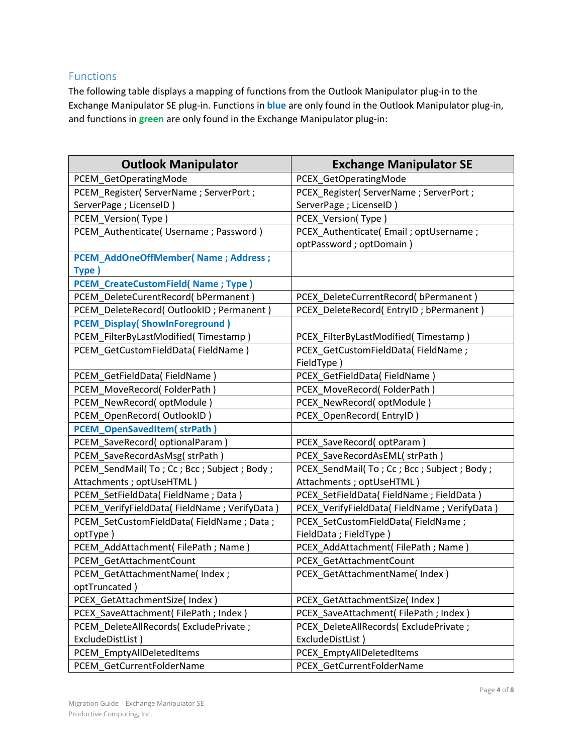## Functions

The following table displays a mapping of functions from the Outlook Manipulator plug-in to the Exchange Manipulator SE plug-in. Functions in **blue** are only found in the Outlook Manipulator plug-in, and functions in **green** are only found in the Exchange Manipulator plug-in:

| Outlook Manipulator | Exchange Manipulator SE |
|---|---|
| PCEM_GetOperatingMode | PCEX_GetOperatingMode |
| PCEM_Register( ServerName ; ServerPort ; ServerPage ; LicenseID ) | PCEX_Register( ServerName ; ServerPort ; ServerPage ; LicenseID ) |
| PCEM_Version( Type ) | PCEX_Version( Type ) |
| PCEM_Authenticate( Username ; Password ) | PCEX_Authenticate( Email ; optUsername ; optPassword ; optDomain ) |
| **PCEM_AddOneOffMember( Name ; Address ; Type )** | |
| **PCEM_CreateCustomField( Name ; Type )** | |
| PCEM_DeleteCurentRecord( bPermanent ) | PCEX_DeleteCurrentRecord( bPermanent ) |
| PCEM_DeleteRecord( OutlookID ; Permanent ) | PCEX_DeleteRecord( EntryID ; bPermanent ) |
| **PCEM_Display( ShowInForeground )** | |
| PCEM_FilterByLastModified( Timestamp ) | PCEX_FilterByLastModified( Timestamp ) |
| PCEM_GetCustomFieldData( FieldName ) | PCEX_GetCustomFieldData( FieldName ; FieldType ) |
| PCEM_GetFieldData( FieldName ) | PCEX_GetFieldData( FieldName ) |
| PCEM_MoveRecord( FolderPath ) | PCEX_MoveRecord( FolderPath ) |
| PCEM_NewRecord( optModule ) | PCEX_NewRecord( optModule ) |
| PCEM_OpenRecord( OutlookID ) | PCEX_OpenRecord( EntryID ) |
| **PCEM_OpenSavedItem( strPath )** | |
| PCEM_SaveRecord( optionalParam ) | PCEX_SaveRecord( optParam ) |
| PCEM_SaveRecordAsMsg( strPath ) | PCEX_SaveRecordAsEML( strPath ) |
| PCEM_SendMail( To ; Cc ; Bcc ; Subject ; Body ; Attachments ; optUseHTML ) | PCEX_SendMail( To ; Cc ; Bcc ; Subject ; Body ; Attachments ; optUseHTML ) |
| PCEM_SetFieldData( FieldName ; Data ) | PCEX_SetFieldData( FieldName ; FieldData ) |
| PCEM_VerifyFieldData( FieldName ; VerifyData ) | PCEX_VerifyFieldData( FieldName ; VerifyData ) |
| PCEM_SetCustomFieldData( FieldName ; Data ; optType ) | PCEX_SetCustomFieldData( FieldName ; FieldData ; FieldType ) |
| PCEM_AddAttachment( FilePath ; Name ) | PCEX_AddAttachment( FilePath ; Name ) |
| PCEM_GetAttachmentCount | PCEX_GetAttachmentCount |
| PCEM_GetAttachmentName( Index ; optTruncated ) | PCEX_GetAttachmentName( Index ) |
| PCEX_GetAttachmentSize( Index ) | PCEX_GetAttachmentSize( Index ) |
| PCEX_SaveAttachment( FilePath ; Index ) | PCEX_SaveAttachment( FilePath ; Index ) |
| PCEM_DeleteAllRecords( ExcludePrivate ; ExcludeDistList ) | PCEX_DeleteAllRecords( ExcludePrivate ; ExcludeDistList ) |
| PCEM_EmptyAllDeletedItems | PCEX_EmptyAllDeletedItems |
| PCEM_GetCurrentFolderName | PCEX_GetCurrentFolderName |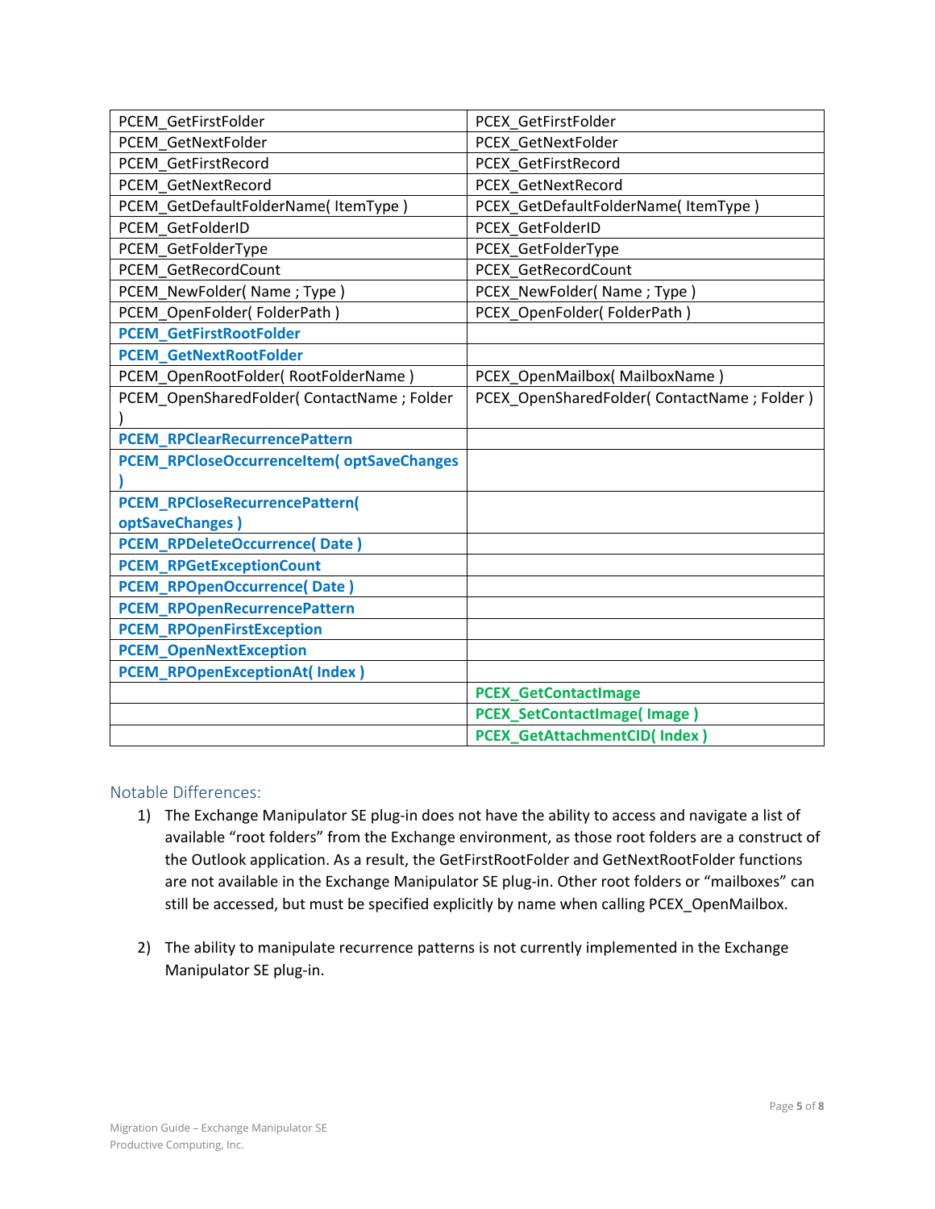| PCEM_GetFirstFolder | PCEX_GetFirstFolder |
|---|---|
| PCEM_GetNextFolder | PCEX_GetNextFolder |
| PCEM_GetFirstRecord | PCEX_GetFirstRecord |
| PCEM_GetNextRecord | PCEX_GetNextRecord |
| PCEM_GetDefaultFolderName( ItemType ) | PCEX_GetDefaultFolderName( ItemType ) |
| PCEM_GetFolderID | PCEX_GetFolderID |
| PCEM_GetFolderType | PCEX_GetFolderType |
| PCEM_GetRecordCount | PCEX_GetRecordCount |
| PCEM_NewFolder( Name ; Type ) | PCEX_NewFolder( Name ; Type ) |
| PCEM_OpenFolder( FolderPath ) | PCEX_OpenFolder( FolderPath ) |
| **PCEM_GetFirstRootFolder** | |
| **PCEM_GetNextRootFolder** | |
| PCEM_OpenRootFolder( RootFolderName ) | PCEX_OpenMailbox( MailboxName ) |
| PCEM_OpenSharedFolder( ContactName ; Folder ) | PCEX_OpenSharedFolder( ContactName ; Folder ) |
| **PCEM_RPClearRecurrencePattern** | |
| **PCEM_RPCloseOccurrenceItem( optSaveChanges )** | |
| **PCEM_RPCloseRecurrencePattern( optSaveChanges )** | |
| **PCEM_RPDeleteOccurrence( Date )** | |
| **PCEM_RPGetExceptionCount** | |
| **PCEM_RPOpenOccurrence( Date )** | |
| **PCEM_RPOpenRecurrencePattern** | |
| **PCEM_RPOpenFirstException** | |
| **PCEM_OpenNextException** | |
| **PCEM_RPOpenExceptionAt( Index )** | |
| | **PCEX_GetContactImage** |
| | **PCEX_SetContactImage( Image )** |
| | **PCEX_GetAttachmentCID( Index )** |

## Notable Differences:

1) The Exchange Manipulator SE plug-in does not have the ability to access and navigate a list of available “root folders” from the Exchange environment, as those root folders are a construct of the Outlook application. As a result, the GetFirstRootFolder and GetNextRootFolder functions are not available in the Exchange Manipulator SE plug-in. Other root folders or “mailboxes” can still be accessed, but must be specified explicitly by name when calling PCEX_OpenMailbox.

2) The ability to manipulate recurrence patterns is not currently implemented in the Exchange Manipulator SE plug-in.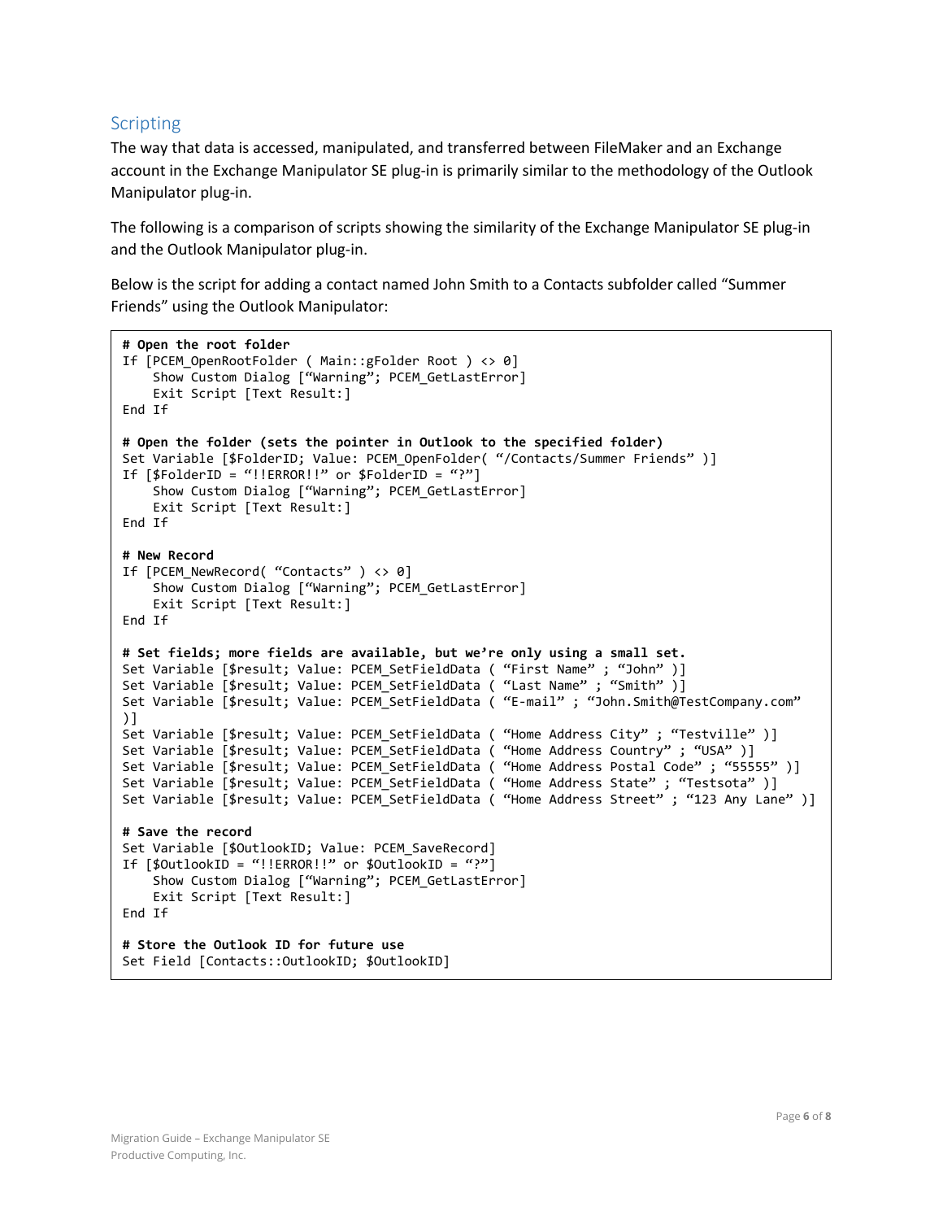## Scripting

The way that data is accessed, manipulated, and transferred between FileMaker and an Exchange account in the Exchange Manipulator SE plug-in is primarily similar to the methodology of the Outlook Manipulator plug-in.

The following is a comparison of scripts showing the similarity of the Exchange Manipulator SE plug-in and the Outlook Manipulator plug-in.

Below is the script for adding a contact named John Smith to a Contacts subfolder called "Summer Friends" using the Outlook Manipulator:

```
# Open the root folder
If [PCEM_OpenRootFolder ( Main::gFolder Root ) <> 0]
    Show Custom Dialog ["Warning"; PCEM_GetLastError]
    Exit Script [Text Result:]
End If

# Open the folder (sets the pointer in Outlook to the specified folder)
Set Variable [$FolderID; Value: PCEM_OpenFolder( "/Contacts/Summer Friends" )]
If [$FolderID = "!!ERROR!!" or $FolderID = "?"]
    Show Custom Dialog ["Warning"; PCEM_GetLastError]
    Exit Script [Text Result:]
End If

# New Record
If [PCEM_NewRecord( "Contacts" ) <> 0]
    Show Custom Dialog ["Warning"; PCEM_GetLastError]
    Exit Script [Text Result:]
End If

# Set fields; more fields are available, but we're only using a small set.
Set Variable [$result; Value: PCEM_SetFieldData ( "First Name" ; "John" )]
Set Variable [$result; Value: PCEM_SetFieldData ( "Last Name" ; "Smith" )]
Set Variable [$result; Value: PCEM_SetFieldData ( "E-mail" ; "John.Smith@TestCompany.com"
)]
Set Variable [$result; Value: PCEM_SetFieldData ( "Home Address City" ; "Testville" )]
Set Variable [$result; Value: PCEM_SetFieldData ( "Home Address Country" ; "USA" )]
Set Variable [$result; Value: PCEM_SetFieldData ( "Home Address Postal Code" ; "55555" )]
Set Variable [$result; Value: PCEM_SetFieldData ( "Home Address State" ; "Testsota" )]
Set Variable [$result; Value: PCEM_SetFieldData ( "Home Address Street" ; "123 Any Lane" )]

# Save the record
Set Variable [$OutlookID; Value: PCEM_SaveRecord]
If [$OutlookID = "!!ERROR!!" or $OutlookID = "?"]
    Show Custom Dialog ["Warning"; PCEM_GetLastError]
    Exit Script [Text Result:]
End If

# Store the Outlook ID for future use
Set Field [Contacts::OutlookID; $OutlookID]
```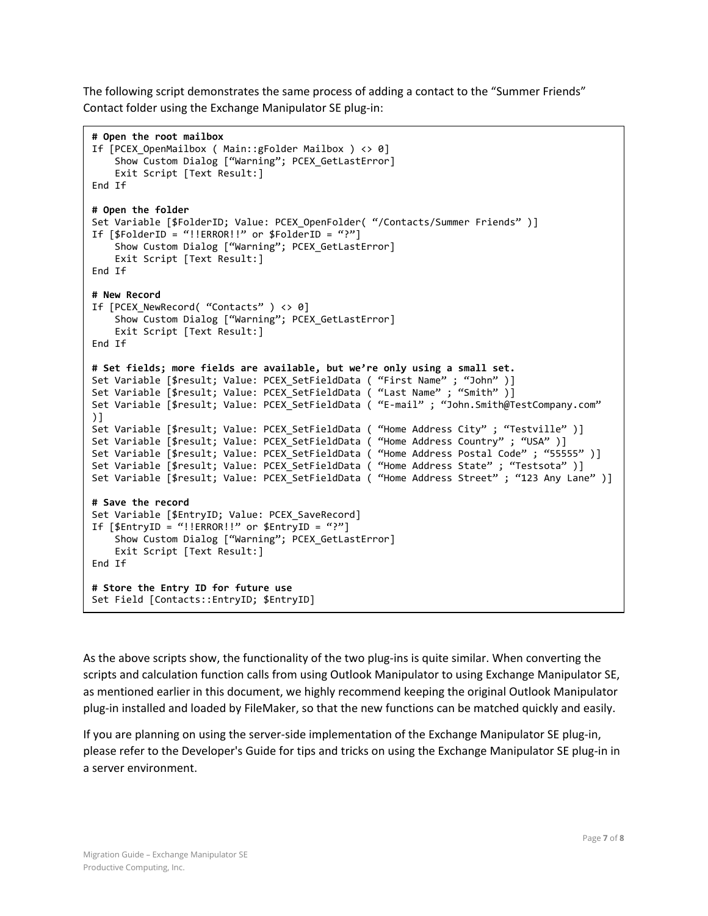The following script demonstrates the same process of adding a contact to the "Summer Friends" Contact folder using the Exchange Manipulator SE plug-in:

```
# Open the root mailbox
If [PCEX_OpenMailbox ( Main::gFolder Mailbox ) <> 0]
    Show Custom Dialog ["Warning"; PCEX_GetLastError]
    Exit Script [Text Result:]
End If

# Open the folder
Set Variable [$FolderID; Value: PCEX_OpenFolder( "/Contacts/Summer Friends" )]
If [$FolderID = "!!ERROR!!" or $FolderID = "?"]
    Show Custom Dialog ["Warning"; PCEX_GetLastError]
    Exit Script [Text Result:]
End If

# New Record
If [PCEX_NewRecord( "Contacts" ) <> 0]
    Show Custom Dialog ["Warning"; PCEX_GetLastError]
    Exit Script [Text Result:]
End If

# Set fields; more fields are available, but we're only using a small set.
Set Variable [$result; Value: PCEX_SetFieldData ( "First Name" ; "John" )]
Set Variable [$result; Value: PCEX_SetFieldData ( "Last Name" ; "Smith" )]
Set Variable [$result; Value: PCEX_SetFieldData ( "E-mail" ; "John.Smith@TestCompany.com"
)]
Set Variable [$result; Value: PCEX_SetFieldData ( "Home Address City" ; "Testville" )]
Set Variable [$result; Value: PCEX_SetFieldData ( "Home Address Country" ; "USA" )]
Set Variable [$result; Value: PCEX_SetFieldData ( "Home Address Postal Code" ; "55555" )]
Set Variable [$result; Value: PCEX_SetFieldData ( "Home Address State" ; "Testsota" )]
Set Variable [$result; Value: PCEX_SetFieldData ( "Home Address Street" ; "123 Any Lane" )]

# Save the record
Set Variable [$EntryID; Value: PCEX_SaveRecord]
If [$EntryID = "!!ERROR!!" or $EntryID = "?"]
    Show Custom Dialog ["Warning"; PCEX_GetLastError]
    Exit Script [Text Result:]
End If

# Store the Entry ID for future use
Set Field [Contacts::EntryID; $EntryID]
```

As the above scripts show, the functionality of the two plug-ins is quite similar. When converting the scripts and calculation function calls from using Outlook Manipulator to using Exchange Manipulator SE, as mentioned earlier in this document, we highly recommend keeping the original Outlook Manipulator plug-in installed and loaded by FileMaker, so that the new functions can be matched quickly and easily.

If you are planning on using the server-side implementation of the Exchange Manipulator SE plug-in, please refer to the Developer's Guide for tips and tricks on using the Exchange Manipulator SE plug-in in a server environment.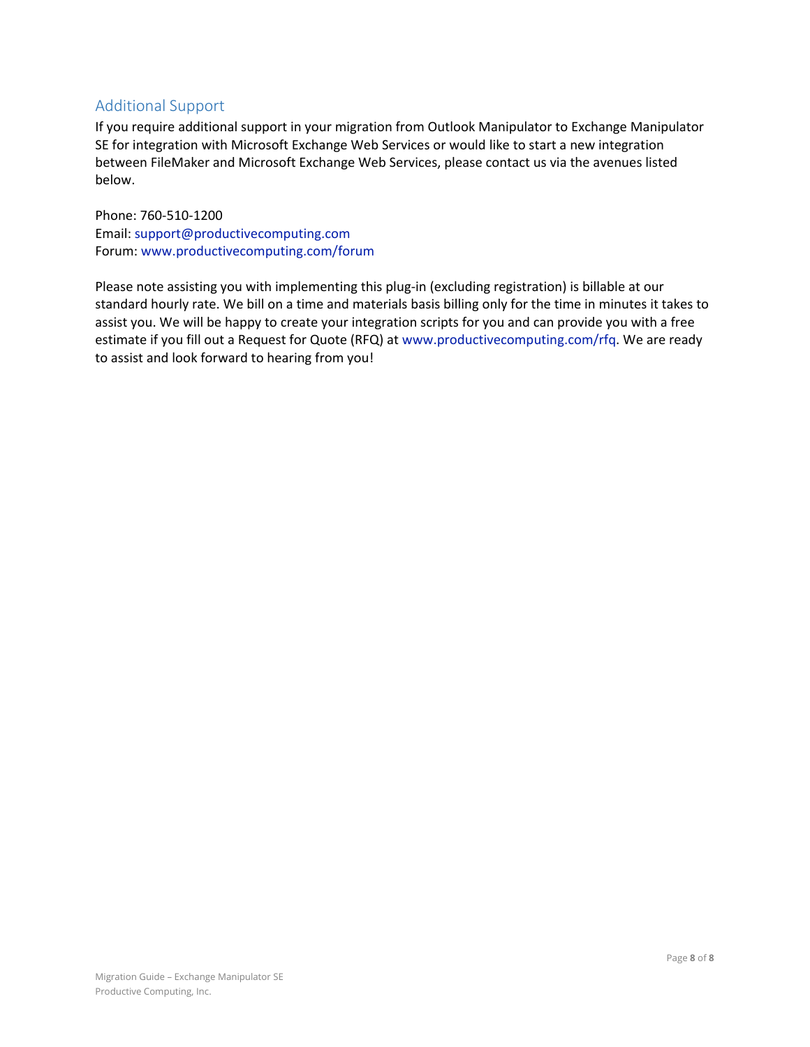## Additional Support

If you require additional support in your migration from Outlook Manipulator to Exchange Manipulator SE for integration with Microsoft Exchange Web Services or would like to start a new integration between FileMaker and Microsoft Exchange Web Services, please contact us via the avenues listed below.

Phone: 760-510-1200
Email: support@productivecomputing.com
Forum: www.productivecomputing.com/forum

Please note assisting you with implementing this plug-in (excluding registration) is billable at our standard hourly rate. We bill on a time and materials basis billing only for the time in minutes it takes to assist you. We will be happy to create your integration scripts for you and can provide you with a free estimate if you fill out a Request for Quote (RFQ) at www.productivecomputing.com/rfq. We are ready to assist and look forward to hearing from you!